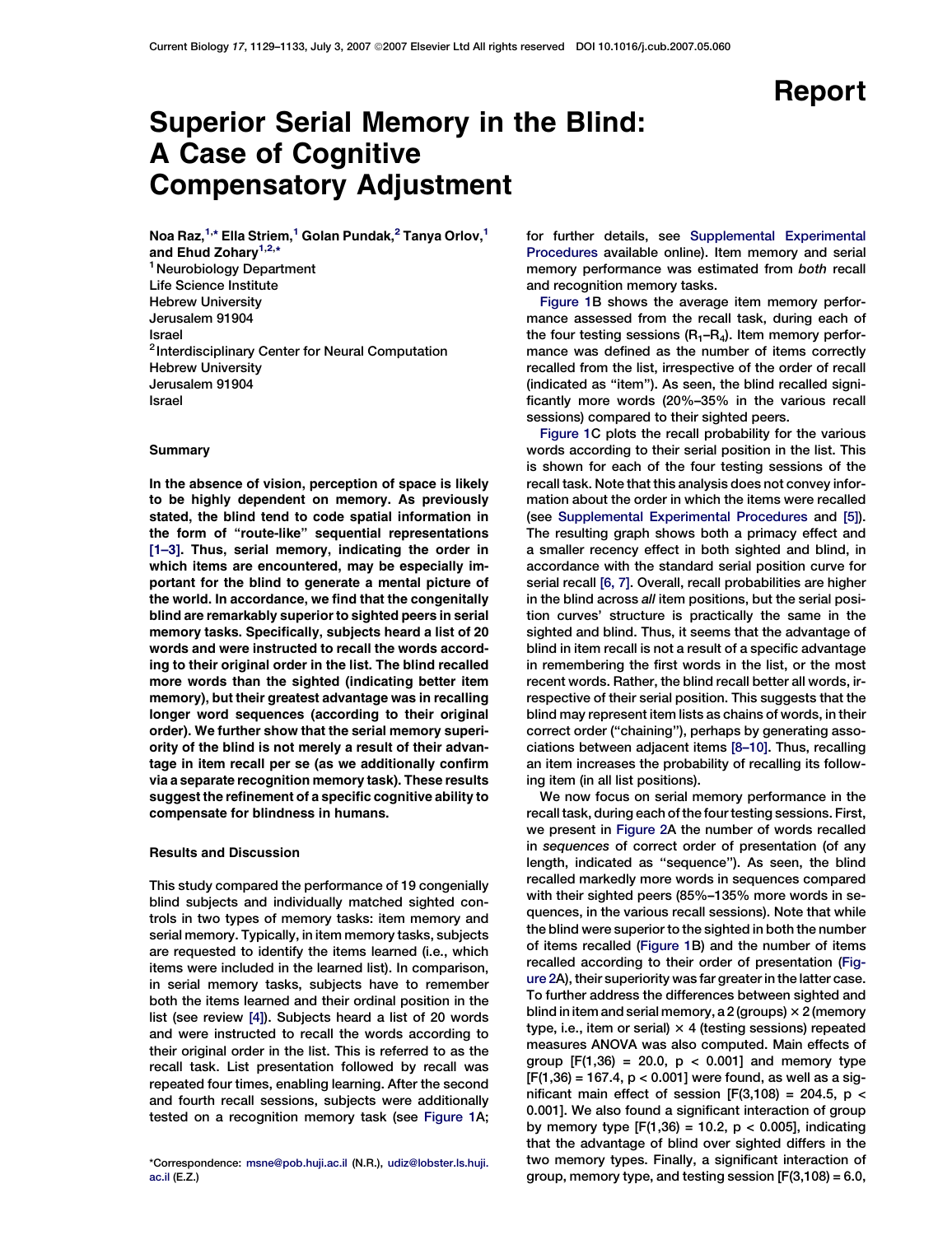Report

# Superior Serial Memory in the Blind: A Case of Cognitive Compensatory Adjustment

Noa Raz,[1,*] Ella Striem,[1] Golan Pundak,[2] Tanya Orlov,[1] and Ehud Zohary[1,2,*]

[1] Neurobiology Department
Life Science Institute
Hebrew University
Jerusalem 91904
Israel
[2] Interdisciplinary Center for Neural Computation
Hebrew University
Jerusalem 91904
Israel

## Summary

**In the absence of vision, perception of space is likely to be highly dependent on memory. As previously stated, the blind tend to code spatial information in the form of "route-like" sequential representations [1–3]. Thus, serial memory, indicating the order in which items are encountered, may be especially important for the blind to generate a mental picture of the world. In accordance, we find that the congenitally blind are remarkably superior to sighted peers in serial memory tasks. Specifically, subjects heard a list of 20 words and were instructed to recall the words according to their original order in the list. The blind recalled more words than the sighted (indicating better item memory), but their greatest advantage was in recalling longer word sequences (according to their original order). We further show that the serial memory superiority of the blind is not merely a result of their advantage in item recall per se (as we additionally confirm via a separate recognition memory task). These results suggest the refinement of a specific cognitive ability to compensate for blindness in humans.**

## Results and Discussion

This study compared the performance of 19 congenitally blind subjects and individually matched sighted controls in two types of memory tasks: item memory and serial memory. Typically, in item memory tasks, subjects are requested to identify the items learned (i.e., which items were included in the learned list). In comparison, in serial memory tasks, subjects have to remember both the items learned and their ordinal position in the list (see review [4]). Subjects heard a list of 20 words and were instructed to recall the words according to their original order in the list. This is referred to as the recall task. List presentation followed by recall was repeated four times, enabling learning. After the second and fourth recall sessions, subjects were additionally tested on a recognition memory task (see Figure 1A; for further details, see Supplemental Experimental Procedures available online). Item memory and serial memory performance was estimated from *both* recall and recognition memory tasks.

Figure 1B shows the average item memory performance assessed from the recall task, during each of the four testing sessions ($R_1$–$R_4$). Item memory performance was defined as the number of items correctly recalled from the list, irrespective of the order of recall (indicated as "item"). As seen, the blind recalled significantly more words (20%–35% in the various recall sessions) compared to their sighted peers.

Figure 1C plots the recall probability for the various words according to their serial position in the list. This is shown for each of the four testing sessions of the recall task. Note that this analysis does not convey information about the order in which the items were recalled (see Supplemental Experimental Procedures and [5]). The resulting graph shows both a primacy effect and a smaller recency effect in both sighted and blind, in accordance with the standard serial position curve for serial recall [6, 7]. Overall, recall probabilities are higher in the blind across *all* item positions, but the serial position curves' structure is practically the same in the sighted and blind. Thus, it seems that the advantage of blind in item recall is not a result of a specific advantage in remembering the first words in the list, or the most recent words. Rather, the blind recall better all words, irrespective of their serial position. This suggests that the blind may represent item lists as chains of words, in their correct order ("chaining"), perhaps by generating associations between adjacent items [8–10]. Thus, recalling an item increases the probability of recalling its following item (in all list positions).

We now focus on serial memory performance in the recall task, during each of the four testing sessions. First, we present in Figure 2A the number of words recalled in *sequences* of correct order of presentation (of any length, indicated as "sequence"). As seen, the blind recalled markedly more words in sequences compared with their sighted peers (85%–135% more words in sequences, in the various recall sessions). Note that while the blind were superior to the sighted in both the number of items recalled (Figure 1B) and the number of items recalled according to their order of presentation (Figure 2A), their superiority was far greater in the latter case. To further address the differences between sighted and blind in item and serial memory, a 2 (groups) × 2 (memory type, i.e., item or serial) × 4 (testing sessions) repeated measures ANOVA was also computed. Main effects of group [$F(1,36) = 20.0$, $p < 0.001$] and memory type [$F(1,36) = 167.4$, $p < 0.001$] were found, as well as a significant main effect of session [$F(3,108) = 204.5$, $p < 0.001$]. We also found a significant interaction of group by memory type [$F(1,36) = 10.2$, $p < 0.005$], indicating that the advantage of blind over sighted differs in the two memory types. Finally, a significant interaction of group, memory type, and testing session [$F(3,108) = 6.0$,

*Correspondence: msne@pob.huji.ac.il (N.R.), udiz@lobster.ls.huji.ac.il (E.Z.)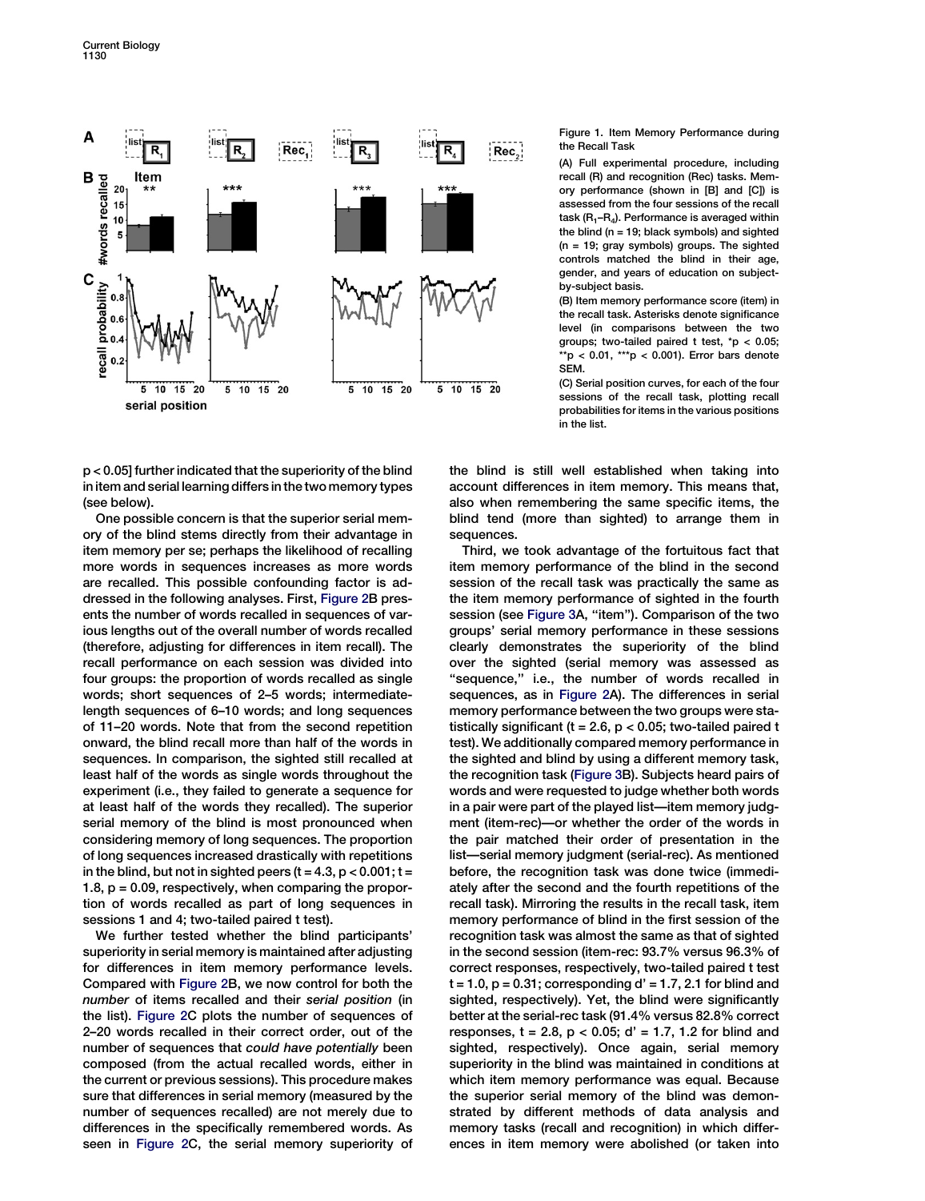Figure 1. Item Memory Performance during the Recall Task

(A) Full experimental procedure, including recall (R) and recognition (Rec) tasks. Memory performance (shown in [B] and [C]) is assessed from the four sessions of the recall task ($R_1$–$R_4$). Performance is averaged within the blind (n = 19; black symbols) and sighted (n = 19; gray symbols) groups. The sighted controls matched the blind in their age, gender, and years of education on subject-by-subject basis.

(B) Item memory performance score (item) in the recall task. Asterisks denote significance level (in comparisons between the two groups; two-tailed paired t test, *$p < 0.05$; **$p < 0.01$, ***$p < 0.001$). Error bars denote SEM.

(C) Serial position curves, for each of the four sessions of the recall task, plotting recall probabilities for items in the various positions in the list.

$p < 0.05$] further indicated that the superiority of the blind in item and serial learning differs in the two memory types (see below).

One possible concern is that the superior serial memory of the blind stems directly from their advantage in item memory per se; perhaps the likelihood of recalling more words in sequences increases as more words are recalled. This possible confounding factor is addressed in the following analyses. First, Figure 2B presents the number of words recalled in sequences of various lengths out of the overall number of words recalled (therefore, adjusting for differences in item recall). The recall performance on each session was divided into four groups: the proportion of words recalled as single words; short sequences of 2–5 words; intermediate-length sequences of 6–10 words; and long sequences of 11–20 words. Note that from the second repetition onward, the blind recall more than half of the words in sequences. In comparison, the sighted still recalled at least half of the words as single words throughout the experiment (i.e., they failed to generate a sequence for at least half of the words they recalled). The superior serial memory of the blind is most pronounced when considering memory of long sequences. The proportion of long sequences increased drastically with repetitions in the blind, but not in sighted peers ($t = 4.3$, $p < 0.001$; $t = 1.8$, $p = 0.09$, respectively, when comparing the proportion of words recalled as part of long sequences in sessions 1 and 4; two-tailed paired t test).

We further tested whether the blind participants' superiority in serial memory is maintained after adjusting for differences in item memory performance levels. Compared with Figure 2B, we now control for both the *number* of items recalled and their *serial position* (in the list). Figure 2C plots the number of sequences of 2–20 words recalled in their correct order, out of the number of sequences that *could have potentially* been composed (from the actual recalled words, either in the current or previous sessions). This procedure makes sure that differences in serial memory (measured by the number of sequences recalled) are not merely due to differences in the specifically remembered words. As seen in Figure 2C, the serial memory superiority of the blind is still well established when taking into account differences in item memory. This means that, also when remembering the same specific items, the blind tend (more than sighted) to arrange them in sequences.

Third, we took advantage of the fortuitous fact that item memory performance of the blind in the second session of the recall task was practically the same as the item memory performance of sighted in the fourth session (see Figure 3A, "item"). Comparison of the two groups' serial memory performance in these sessions clearly demonstrates the superiority of the blind over the sighted (serial memory was assessed as "sequence," i.e., the number of words recalled in sequences, as in Figure 2A). The differences in serial memory performance between the two groups were statistically significant ($t = 2.6$, $p < 0.05$; two-tailed paired t test). We additionally compared memory performance in the sighted and blind by using a different memory task, the recognition task (Figure 3B). Subjects heard pairs of words and were requested to judge whether both words in a pair were part of the played list—item memory judgment (item-rec)—or whether the order of the words in the pair matched their order of presentation in the list—serial memory judgment (serial-rec). As mentioned before, the recognition task was done twice (immediately after the second and the fourth repetitions of the recall task). Mirroring the results in the recall task, item memory performance of blind in the first session of the recognition task was almost the same as that of sighted in the second session (item-rec: 93.7% versus 96.3% of correct responses, respectively, two-tailed paired t test $t = 1.0$, $p = 0.31$; corresponding $d' = 1.7$, $2.1$ for blind and sighted, respectively). Yet, the blind were significantly better at the serial-rec task (91.4% versus 82.8% correct responses, $t = 2.8$, $p < 0.05$; $d' = 1.7$, $1.2$ for blind and sighted, respectively). Once again, serial memory superiority in the blind was maintained in conditions at which item memory performance was equal. Because the superior serial memory of the blind was demonstrated by different methods of data analysis and memory tasks (recall and recognition) in which differences in item memory were abolished (or taken into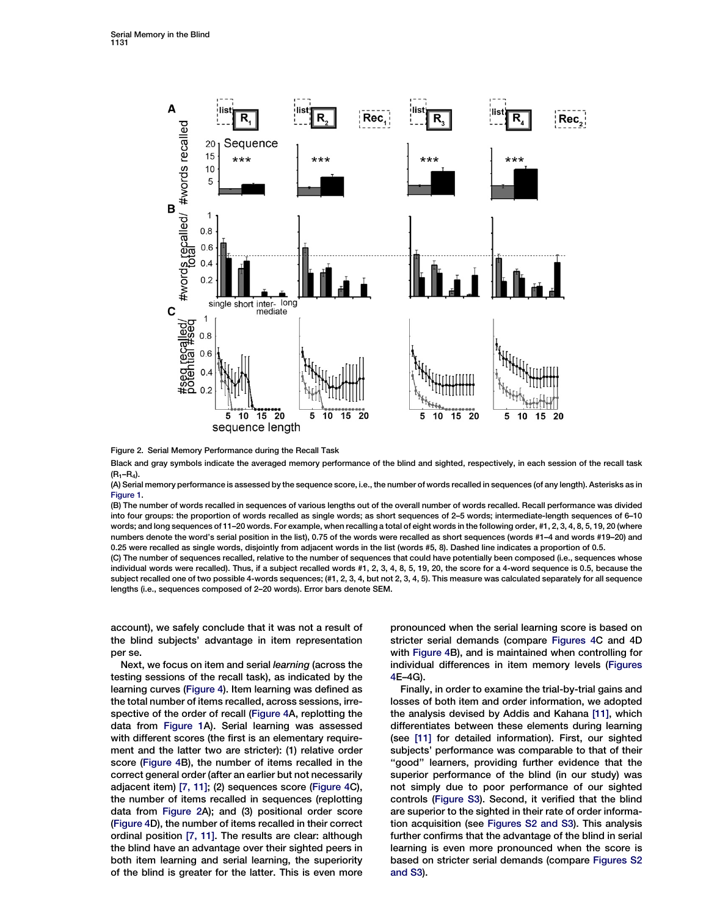Figure 2. Serial Memory Performance during the Recall Task

Black and gray symbols indicate the averaged memory performance of the blind and sighted, respectively, in each session of the recall task ($R_1$–$R_4$).

(A) Serial memory performance is assessed by the sequence score, i.e., the number of words recalled in sequences (of any length). Asterisks as in Figure 1.

(B) The number of words recalled in sequences of various lengths out of the overall number of words recalled. Recall performance was divided into four groups: the proportion of words recalled as single words; as short sequences of 2–5 words; intermediate-length sequences of 6–10 words; and long sequences of 11–20 words. For example, when recalling a total of eight words in the following order, #1, 2, 3, 4, 8, 5, 19, 20 (where numbers denote the word's serial position in the list), 0.75 of the words were recalled as short sequences (words #1–4 and words #19–20) and 0.25 were recalled as single words, disjointly from adjacent words in the list (words #5, 8). Dashed line indicates a proportion of 0.5.

(C) The number of sequences recalled, relative to the number of sequences that could have potentially been composed (i.e., sequences whose individual words were recalled). Thus, if a subject recalled words #1, 2, 3, 4, 8, 5, 19, 20, the score for a 4-word sequence is 0.5, because the subject recalled one of two possible 4-words sequences; (#1, 2, 3, 4, but not 2, 3, 4, 5). This measure was calculated separately for all sequence lengths (i.e., sequences composed of 2–20 words). Error bars denote SEM.

account), we safely conclude that it was not a result of the blind subjects' advantage in item representation per se.

Next, we focus on item and serial *learning* (across the testing sessions of the recall task), as indicated by the learning curves (Figure 4). Item learning was defined as the total number of items recalled, across sessions, irrespective of the order of recall (Figure 4A, replotting the data from Figure 1A). Serial learning was assessed with different scores (the first is an elementary requirement and the latter two are stricter): (1) relative order score (Figure 4B), the number of items recalled in the correct general order (after an earlier but not necessarily adjacent item) [7, 11]; (2) sequences score (Figure 4C), the number of items recalled in sequences (replotting data from Figure 2A); and (3) positional order score (Figure 4D), the number of items recalled in their correct ordinal position [7, 11]. The results are clear: although the blind have an advantage over their sighted peers in both item learning and serial learning, the superiority of the blind is greater for the latter. This is even more pronounced when the serial learning score is based on stricter serial demands (compare Figures 4C and 4D with Figure 4B), and is maintained when controlling for individual differences in item memory levels (Figures 4E–4G).

Finally, in order to examine the trial-by-trial gains and losses of both item and order information, we adopted the analysis devised by Addis and Kahana [11], which differentiates between these elements during learning (see [11] for detailed information). First, our sighted subjects' performance was comparable to that of their "good" learners, providing further evidence that the superior performance of the blind (in our study) was not simply due to poor performance of our sighted controls (Figure S3). Second, it verified that the blind are superior to the sighted in their rate of order information acquisition (see Figures S2 and S3). This analysis further confirms that the advantage of the blind in serial learning is even more pronounced when the score is based on stricter serial demands (compare Figures S2 and S3).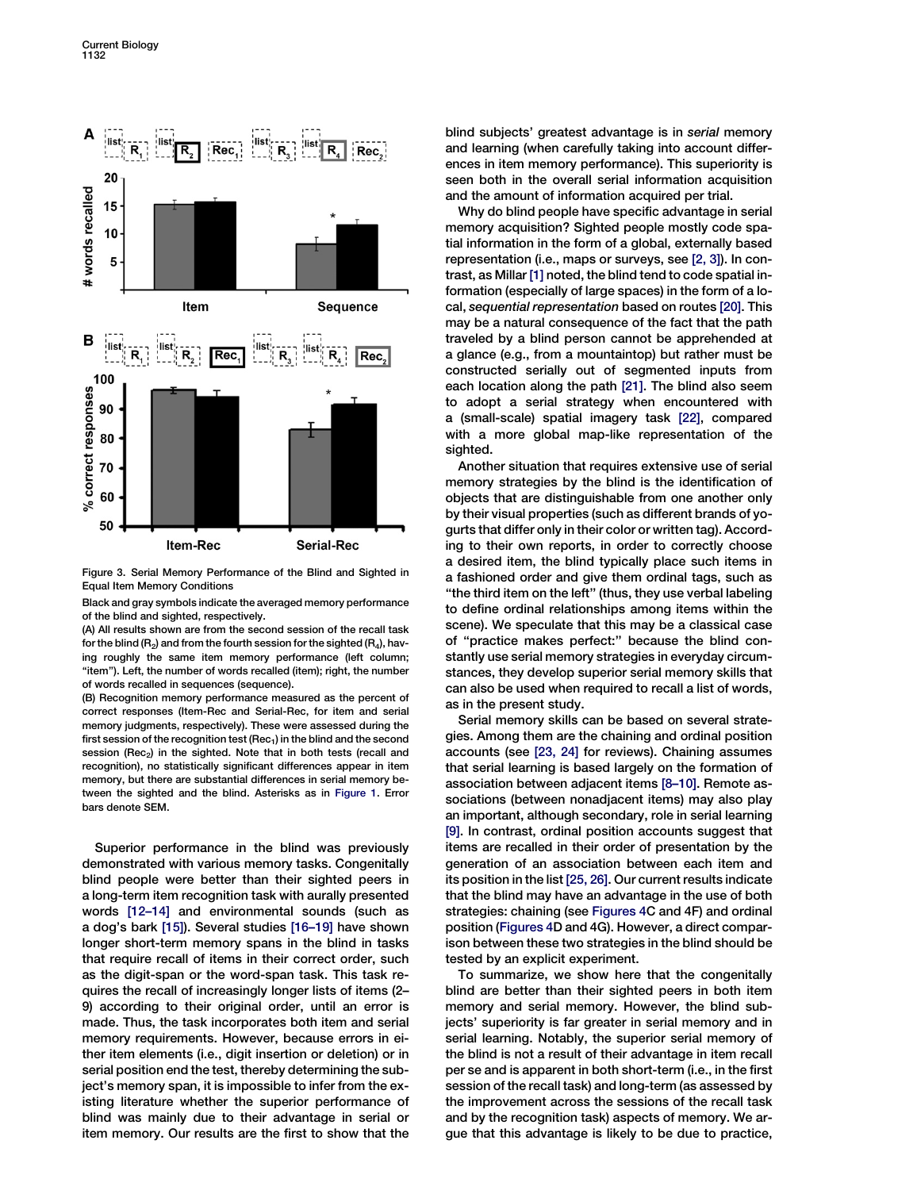Figure 3. Serial Memory Performance of the Blind and Sighted in Equal Item Memory Conditions

Black and gray symbols indicate the averaged memory performance of the blind and sighted, respectively.

(A) All results shown are from the second session of the recall task for the blind ($R_2$) and from the fourth session for the sighted ($R_4$), having roughly the same item memory performance (left column; "item"). Left, the number of words recalled (item); right, the number of words recalled in sequences (sequence).

(B) Recognition memory performance measured as the percent of correct responses (Item-Rec and Serial-Rec, for item and serial memory judgments, respectively). These were assessed during the first session of the recognition test ($Rec_1$) in the blind and the second session ($Rec_2$) in the sighted. Note that in both tests (recall and recognition), no statistically significant differences appear in item memory, but there are substantial differences in serial memory between the sighted and the blind. Asterisks as in Figure 1. Error bars denote SEM.

Superior performance in the blind was previously demonstrated with various memory tasks. Congenitally blind people were better than their sighted peers in a long-term item recognition task with aurally presented words [12–14] and environmental sounds (such as a dog's bark [15]). Several studies [16–19] have shown longer short-term memory spans in the blind in tasks that require recall of items in their correct order, such as the digit-span or the word-span task. This task requires the recall of increasingly longer lists of items (2–9) according to their original order, until an error is made. Thus, the task incorporates both item and serial memory requirements. However, because errors in either item elements (i.e., digit insertion or deletion) or in serial position end the test, thereby determining the subject's memory span, it is impossible to infer from the existing literature whether the superior performance of blind was mainly due to their advantage in serial or item memory. Our results are the first to show that the blind subjects' greatest advantage is in *serial* memory and learning (when carefully taking into account differences in item memory performance). This superiority is seen both in the overall serial information acquisition and the amount of information acquired per trial.

Why do blind people have specific advantage in serial memory acquisition? Sighted people mostly code spatial information in the form of a global, externally based representation (i.e., maps or surveys, see [2, 3]). In contrast, as Millar [1] noted, the blind tend to code spatial information (especially of large spaces) in the form of a local, *sequential representation* based on routes [20]. This may be a natural consequence of the fact that the path traveled by a blind person cannot be apprehended at a glance (e.g., from a mountaintop) but rather must be constructed serially out of segmented inputs from each location along the path [21]. The blind also seem to adopt a serial strategy when encountered with a (small-scale) spatial imagery task [22], compared with a more global map-like representation of the sighted.

Another situation that requires extensive use of serial memory strategies by the blind is the identification of objects that are distinguishable from one another only by their visual properties (such as different brands of yogurts that differ only in their color or written tag). According to their own reports, in order to correctly choose a desired item, the blind typically place such items in a fashioned order and give them ordinal tags, such as "the third item on the left" (thus, they use verbal labeling to define ordinal relationships among items within the scene). We speculate that this may be a classical case of "practice makes perfect:" because the blind constantly use serial memory strategies in everyday circumstances, they develop superior serial memory skills that can also be used when required to recall a list of words, as in the present study.

Serial memory skills can be based on several strategies. Among them are the chaining and ordinal position accounts (see [23, 24] for reviews). Chaining assumes that serial learning is based largely on the formation of association between adjacent items [8–10]. Remote associations (between nonadjacent items) may also play an important, although secondary, role in serial learning [9]. In contrast, ordinal position accounts suggest that items are recalled in their order of presentation by the generation of an association between each item and its position in the list [25, 26]. Our current results indicate that the blind may have an advantage in the use of both strategies: chaining (see Figures 4C and 4F) and ordinal position (Figures 4D and 4G). However, a direct comparison between these two strategies in the blind should be tested by an explicit experiment.

To summarize, we show here that the congenitally blind are better than their sighted peers in both item memory and serial memory. However, the blind subjects' superiority is far greater in serial memory and in serial learning. Notably, the superior serial memory of the blind is not a result of their advantage in item recall per se and is apparent in both short-term (i.e., in the first session of the recall task) and long-term (as assessed by the improvement across the sessions of the recall task and by the recognition task) aspects of memory. We argue that this advantage is likely to be due to practice,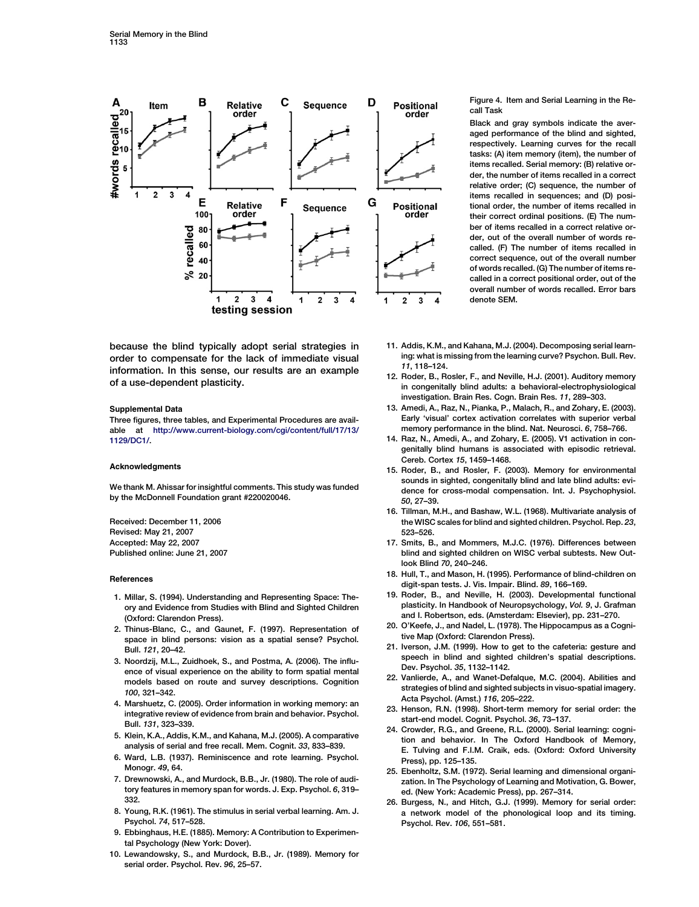A Item
#words recalled
20
15
10
5
1 2 3 4

B Relative order

C Sequence

D Positional order

E Relative order
% recalled
100
80
60
40
20
1 2 3 4

F Sequence
1 2 3 4

G Positional order
1 2 3 4

testing session

Figure 4. Item and Serial Learning in the Recall Task

Black and gray symbols indicate the averaged performance of the blind and sighted, respectively. Learning curves for the recall tasks: (A) item memory (item), the number of items recalled. Serial memory: (B) relative order, the number of items recalled in a correct relative order; (C) sequence, the number of items recalled in sequences; and (D) positional order, the number of items recalled in their correct ordinal positions. (E) The number of items recalled in a correct relative order, out of the overall number of words recalled. (F) The number of items recalled in correct sequence, out of the overall number of words recalled. (G) The number of items recalled in a correct positional order, out of the overall number of words recalled. Error bars denote SEM.

because the blind typically adopt serial strategies in order to compensate for the lack of immediate visual information. In this sense, our results are an example of a use-dependent plasticity.

#### Supplemental Data

Three figures, three tables, and Experimental Procedures are available at http://www.current-biology.com/cgi/content/full/17/13/1129/DC1/.

#### Acknowledgments

We thank M. Ahissar for insightful comments. This study was funded by the McDonnell Foundation grant #220020046.

Received: December 11, 2006
Revised: May 21, 2007
Accepted: May 22, 2007
Published online: June 21, 2007

#### References

1. Millar, S. (1994). Understanding and Representing Space: Theory and Evidence from Studies with Blind and Sighted Children (Oxford: Clarendon Press).
2. Thinus-Blanc, C., and Gaunet, F. (1997). Representation of space in blind persons: vision as a spatial sense? Psychol. Bull. *121*, 20–42.
3. Noordzij, M.L., Zuidhoek, S., and Postma, A. (2006). The influence of visual experience on the ability to form spatial mental models based on route and survey descriptions. Cognition *100*, 321–342.
4. Marshuetz, C. (2005). Order information in working memory: an integrative review of evidence from brain and behavior. Psychol. Bull. *131*, 323–339.
5. Klein, K.A., Addis, K.M., and Kahana, M.J. (2005). A comparative analysis of serial and free recall. Mem. Cognit. *33*, 833–839.
6. Ward, L.B. (1937). Reminiscence and rote learning. Psychol. Monogr. *49*, 64.
7. Drewnowski, A., and Murdock, B.B., Jr. (1980). The role of auditory features in memory span for words. J. Exp. Psychol. *6*, 319–332.
8. Young, R.K. (1961). The stimulus in serial verbal learning. Am. J. Psychol. *74*, 517–528.
9. Ebbinghaus, H.E. (1885). Memory: A Contribution to Experimental Psychology (New York: Dover).
10. Lewandowsky, S., and Murdock, B.B., Jr. (1989). Memory for serial order. Psychol. Rev. *96*, 25–57.
11. Addis, K.M., and Kahana, M.J. (2004). Decomposing serial learning: what is missing from the learning curve? Psychon. Bull. Rev. *11*, 118–124.
12. Roder, B., Rosler, F., and Neville, H.J. (2001). Auditory memory in congenitally blind adults: a behavioral-electrophysiological investigation. Brain Res. Cogn. Brain Res. *11*, 289–303.
13. Amedi, A., Raz, N., Pianka, P., Malach, R., and Zohary, E. (2003). Early 'visual' cortex activation correlates with superior verbal memory performance in the blind. Nat. Neurosci. *6*, 758–766.
14. Raz, N., Amedi, A., and Zohary, E. (2005). V1 activation in congenitally blind humans is associated with episodic retrieval. Cereb. Cortex *15*, 1459–1468.
15. Roder, B., and Rosler, F. (2003). Memory for environmental sounds in sighted, congenitally blind and late blind adults: evidence for cross-modal compensation. Int. J. Psychophysiol. *50*, 27–39.
16. Tillman, M.H., and Bashaw, W.L. (1968). Multivariate analysis of the WISC scales for blind and sighted children. Psychol. Rep. *23*, 523–526.
17. Smits, B., and Mommers, M.J.C. (1976). Differences between blind and sighted children on WISC verbal subtests. New Outlook Blind *70*, 240–246.
18. Hull, T., and Mason, H. (1995). Performance of blind-children on digit-span tests. J. Vis. Impair. Blind. *89*, 166–169.
19. Roder, B., and Neville, H. (2003). Developmental functional plasticity. In Handbook of Neuropsychology, *Vol. 9*, J. Grafman and I. Robertson, eds. (Amsterdam: Elsevier), pp. 231–270.
20. O'Keefe, J., and Nadel, L. (1978). The Hippocampus as a Cognitive Map (Oxford: Clarendon Press).
21. Iverson, J.M. (1999). How to get to the cafeteria: gesture and speech in blind and sighted children's spatial descriptions. Dev. Psychol. *35*, 1132–1142.
22. Vanlierde, A., and Wanet-Defalque, M.C. (2004). Abilities and strategies of blind and sighted subjects in visuo-spatial imagery. Acta Psychol. (Amst.) *116*, 205–222.
23. Henson, R.N. (1998). Short-term memory for serial order: the start-end model. Cognit. Psychol. *36*, 73–137.
24. Crowder, R.G., and Greene, R.L. (2000). Serial learning: cognition and behavior. In The Oxford Handbook of Memory, E. Tulving and F.I.M. Craik, eds. (Oxford: Oxford University Press), pp. 125–135.
25. Ebenholtz, S.M. (1972). Serial learning and dimensional organization. In The Psychology of Learning and Motivation, G. Bower, ed. (New York: Academic Press), pp. 267–314.
26. Burgess, N., and Hitch, G.J. (1999). Memory for serial order: a network model of the phonological loop and its timing. Psychol. Rev. *106*, 551–581.